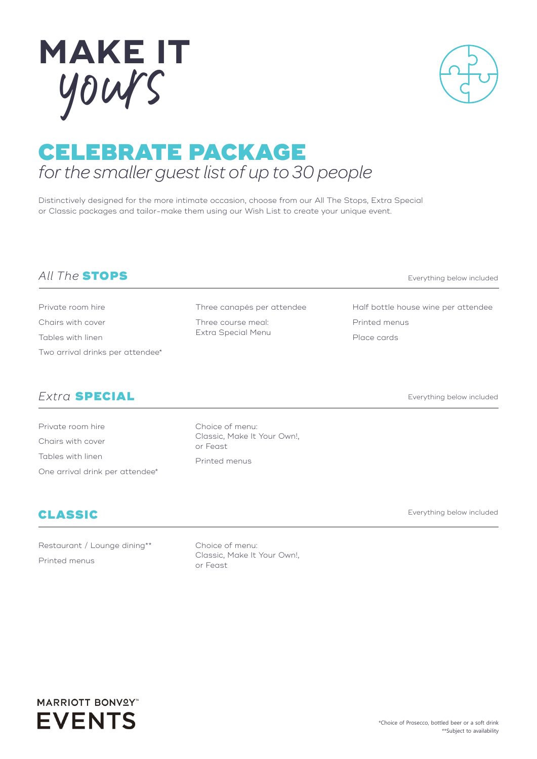# MAKE IT *yours*

## CELEBRATE PACKAGE
*for the smaller guest list of up to 30 people*

Distinctively designed for the more intimate occasion, choose from our All The Stops, Extra Special or Classic packages and tailor-make them using our Wish List to create your unique event.

### *All The* **STOPS**

Everything below included

- Private room hire
- Chairs with cover
- Tables with linen
- Two arrival drinks per attendee*
- Three canapés per attendee
- Three course meal: Extra Special Menu
- Half bottle house wine per attendee
- Printed menus
- Place cards

### *Extra* **SPECIAL**

Everything below included

- Private room hire
- Chairs with cover
- Tables with linen
- One arrival drink per attendee*
- Choice of menu: Classic, Make It Your Own!, or Feast
- Printed menus

### **CLASSIC**

Everything below included

- Restaurant / Lounge dining**
- Printed menus
- Choice of menu: Classic, Make It Your Own!, or Feast

MARRIOTT BONVOY™
EVENTS

*Choice of Prosecco, bottled beer or a soft drink
**Subject to availability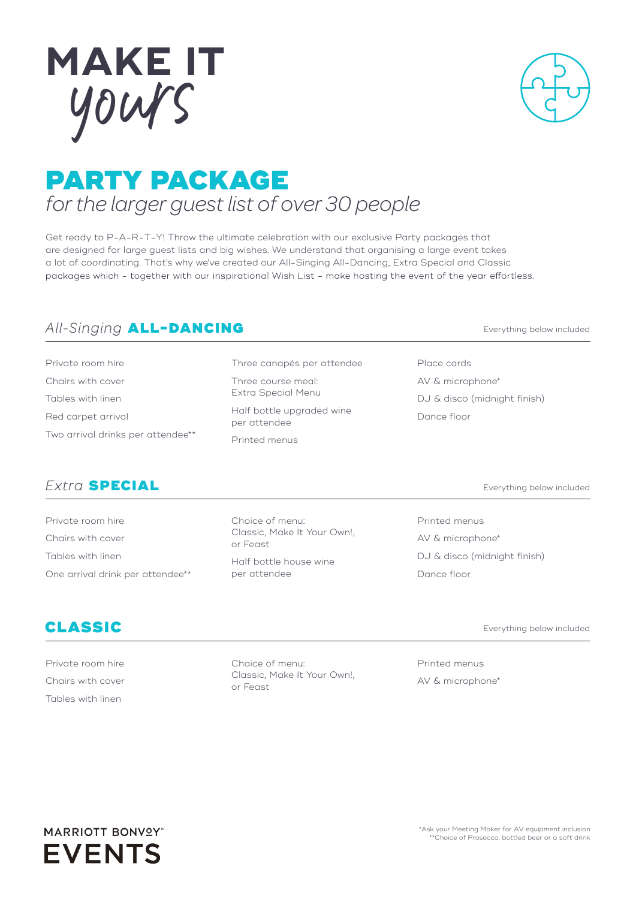# MAKE IT *yours*

## PARTY PACKAGE

*for the larger guest list of over 30 people*

Get ready to P-A-R-T-Y! Throw the ultimate celebration with our exclusive Party packages that are designed for large guest lists and big wishes. We understand that organising a large event takes a lot of coordinating. That's why we've created our All-Singing All-Dancing, Extra Special and Classic packages which – together with our inspirational Wish List – make hosting the event of the year effortless.

### *All-Singing* ALL-DANCING

Everything below included

- Private room hire
- Chairs with cover
- Tables with linen
- Red carpet arrival
- Two arrival drinks per attendee**
- Three canapés per attendee
- Three course meal: Extra Special Menu
- Half bottle upgraded wine per attendee
- Printed menus
- Place cards
- AV & microphone*
- DJ & disco (midnight finish)
- Dance floor

### *Extra* SPECIAL

Everything below included

- Private room hire
- Chairs with cover
- Tables with linen
- One arrival drink per attendee**
- Choice of menu: Classic, Make It Your Own!, or Feast
- Half bottle house wine per attendee
- Printed menus
- AV & microphone*
- DJ & disco (midnight finish)
- Dance floor

### CLASSIC

Everything below included

- Private room hire
- Chairs with cover
- Tables with linen
- Choice of menu: Classic, Make It Your Own!, or Feast
- Printed menus
- AV & microphone*

MARRIOTT BONVOY™ EVENTS

*Ask your Meeting Maker for AV equipment inclusion
**Choice of Prosecco, bottled beer or a soft drink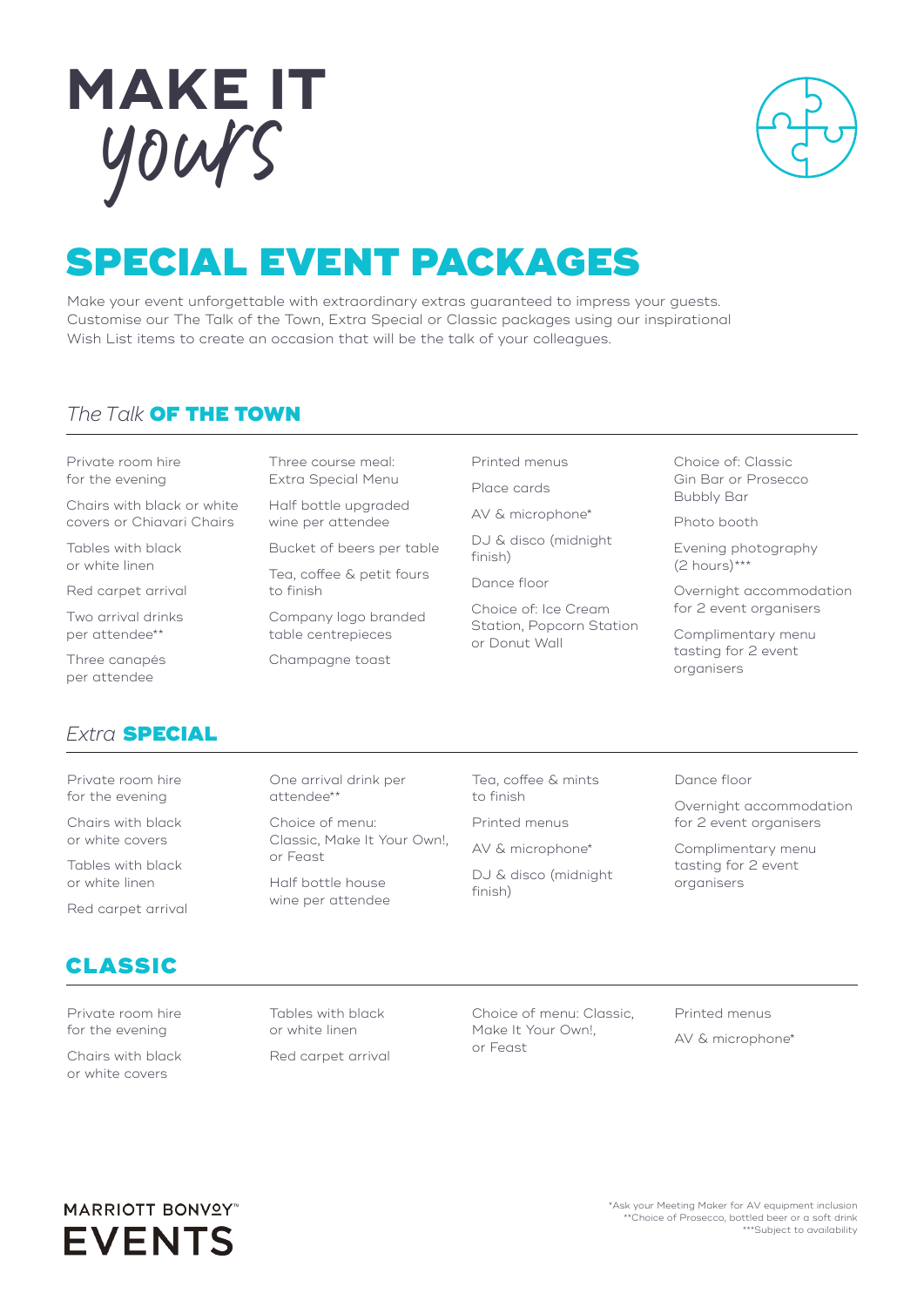# MAKE IT *yours*

# SPECIAL EVENT PACKAGES

Make your event unforgettable with extraordinary extras guaranteed to impress your guests. Customise our The Talk of the Town, Extra Special or Classic packages using our inspirational Wish List items to create an occasion that will be the talk of your colleagues.

## *The Talk* OF THE TOWN

- Private room hire for the evening
- Chairs with black or white covers or Chiavari Chairs
- Tables with black or white linen
- Red carpet arrival
- Two arrival drinks per attendee**
- Three canapés per attendee
- Three course meal: Extra Special Menu
- Half bottle upgraded wine per attendee
- Bucket of beers per table
- Tea, coffee & petit fours to finish
- Company logo branded table centrepieces
- Champagne toast
- Printed menus
- Place cards
- AV & microphone*
- DJ & disco (midnight finish)
- Dance floor
- Choice of: Ice Cream Station, Popcorn Station or Donut Wall
- Choice of: Classic Gin Bar or Prosecco Bubbly Bar
- Photo booth
- Evening photography (2 hours)***
- Overnight accommodation for 2 event organisers
- Complimentary menu tasting for 2 event organisers

## *Extra* SPECIAL

- Private room hire for the evening
- Chairs with black or white covers
- Tables with black or white linen
- Red carpet arrival
- One arrival drink per attendee**
- Choice of menu: Classic, Make It Your Own!, or Feast
- Half bottle house wine per attendee
- Tea, coffee & mints to finish
- Printed menus
- AV & microphone*
- DJ & disco (midnight finish)
- Dance floor
- Overnight accommodation for 2 event organisers
- Complimentary menu tasting for 2 event organisers

## CLASSIC

- Private room hire for the evening
- Chairs with black or white covers
- Tables with black or white linen
- Red carpet arrival
- Choice of menu: Classic, Make It Your Own!, or Feast
- Printed menus
- AV & microphone*

MARRIOTT BONVOY™ EVENTS

*Ask your Meeting Maker for AV equipment inclusion
**Choice of Prosecco, bottled beer or a soft drink
***Subject to availability